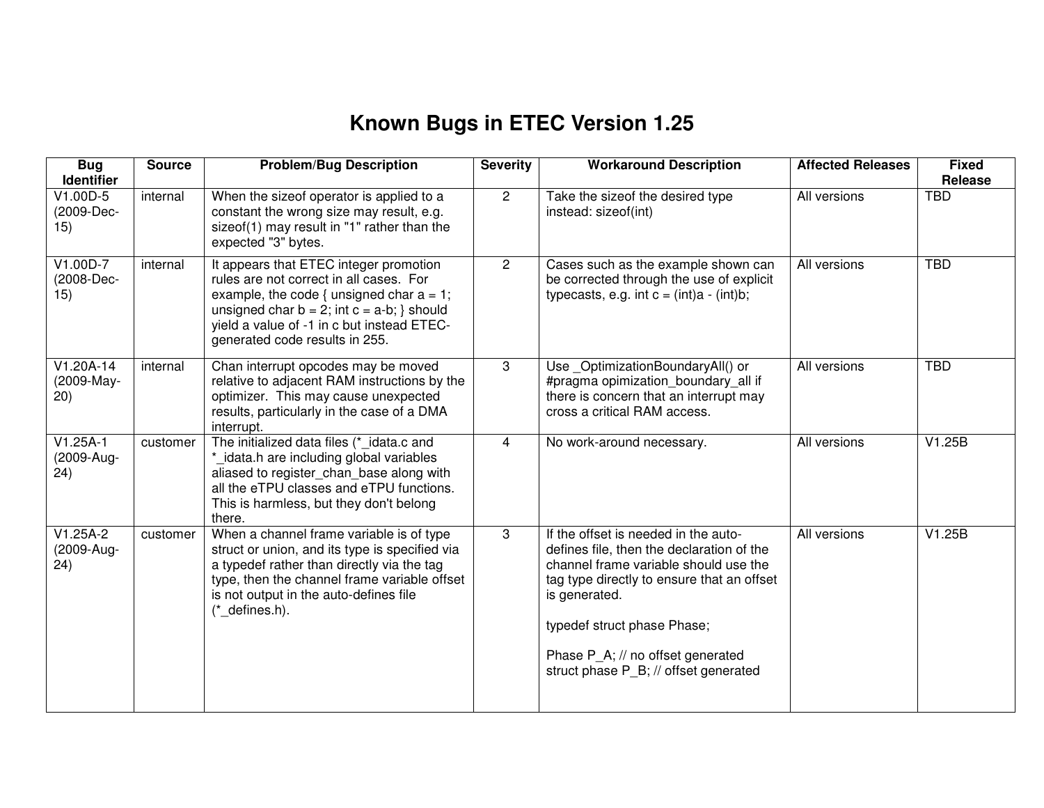# Known Bugs in ETEC Version 1.25

| Bug Identifier | Source | Problem/Bug Description | Severity | Workaround Description | Affected Releases | Fixed Release |
|---|---|---|---|---|---|---|
| V1.00D-5 (2009-Dec-15) | internal | When the sizeof operator is applied to a constant the wrong size may result, e.g. sizeof(1) may result in "1" rather than the expected "3" bytes. | 2 | Take the sizeof the desired type instead: sizeof(int) | All versions | TBD |
| V1.00D-7 (2008-Dec-15) | internal | It appears that ETEC integer promotion rules are not correct in all cases. For example, the code { unsigned char a = 1; unsigned char b = 2; int c = a-b; } should yield a value of -1 in c but instead ETEC-generated code results in 255. | 2 | Cases such as the example shown can be corrected through the use of explicit typecasts, e.g. int c = (int)a - (int)b; | All versions | TBD |
| V1.20A-14 (2009-May-20) | internal | Chan interrupt opcodes may be moved relative to adjacent RAM instructions by the optimizer. This may cause unexpected results, particularly in the case of a DMA interrupt. | 3 | Use _OptimizationBoundaryAll() or #pragma opimization_boundary_all if there is concern that an interrupt may cross a critical RAM access. | All versions | TBD |
| V1.25A-1 (2009-Aug-24) | customer | The initialized data files (*_idata.c and *_idata.h are including global variables aliased to register_chan_base along with all the eTPU classes and eTPU functions. This is harmless, but they don't belong there. | 4 | No work-around necessary. | All versions | V1.25B |
| V1.25A-2 (2009-Aug-24) | customer | When a channel frame variable is of type struct or union, and its type is specified via a typedef rather than directly via the tag type, then the channel frame variable offset is not output in the auto-defines file (*_defines.h). | 3 | If the offset is needed in the auto-defines file, then the declaration of the channel frame variable should use the tag type directly to ensure that an offset is generated.<br><br>typedef struct phase Phase;<br><br>Phase P_A; // no offset generated<br>struct phase P_B; // offset generated | All versions | V1.25B |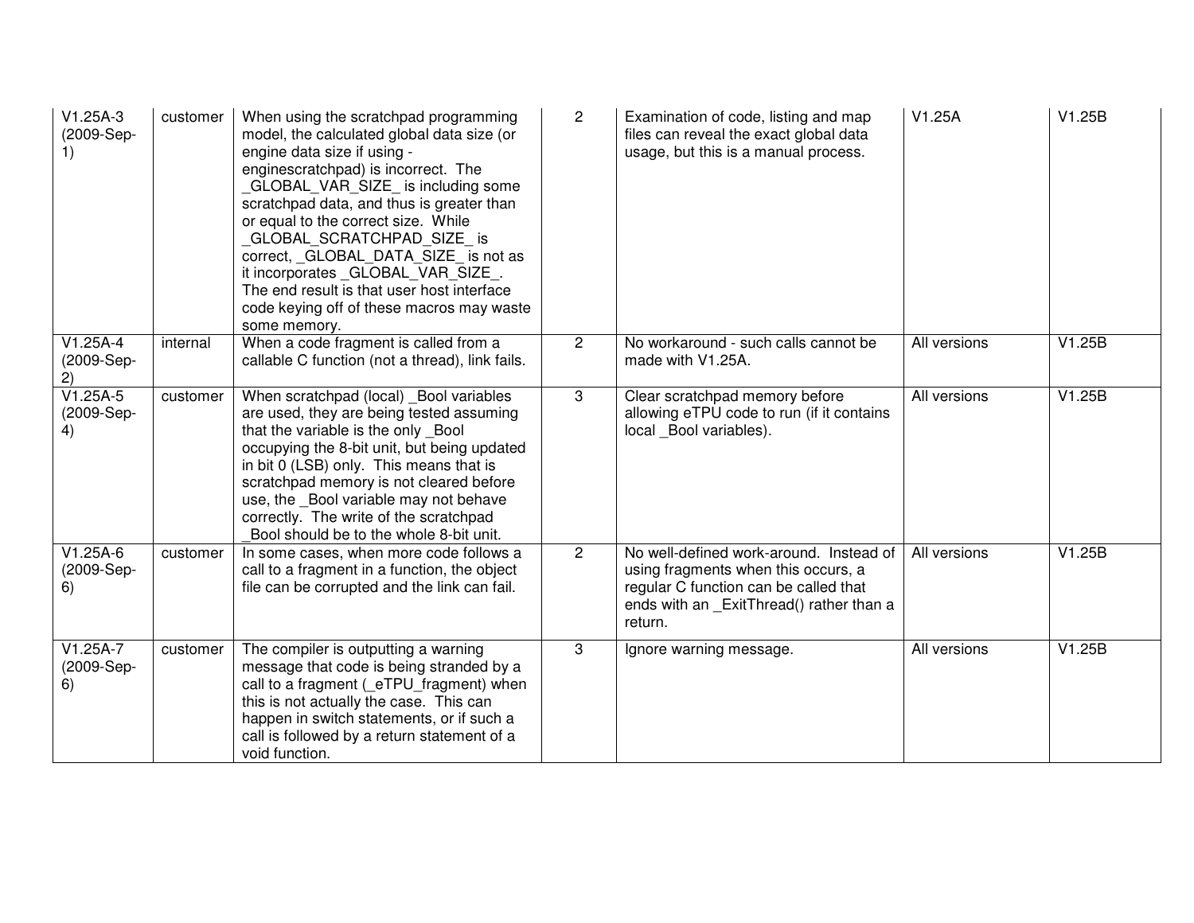| | | | | | | |
|---|---|---|---|---|---|---|
| V1.25A-3 (2009-Sep-1) | customer | When using the scratchpad programming model, the calculated global data size (or engine data size if using -enginescratchpad) is incorrect. The _GLOBAL_VAR_SIZE_ is including some scratchpad data, and thus is greater than or equal to the correct size. While _GLOBAL_SCRATCHPAD_SIZE_ is correct, _GLOBAL_DATA_SIZE_ is not as it incorporates _GLOBAL_VAR_SIZE_. The end result is that user host interface code keying off of these macros may waste some memory. | 2 | Examination of code, listing and map files can reveal the exact global data usage, but this is a manual process. | V1.25A | V1.25B |
| V1.25A-4 (2009-Sep-2) | internal | When a code fragment is called from a callable C function (not a thread), link fails. | 2 | No workaround - such calls cannot be made with V1.25A. | All versions | V1.25B |
| V1.25A-5 (2009-Sep-4) | customer | When scratchpad (local) _Bool variables are used, they are being tested assuming that the variable is the only _Bool occupying the 8-bit unit, but being updated in bit 0 (LSB) only. This means that is scratchpad memory is not cleared before use, the _Bool variable may not behave correctly. The write of the scratchpad _Bool should be to the whole 8-bit unit. | 3 | Clear scratchpad memory before allowing eTPU code to run (if it contains local _Bool variables). | All versions | V1.25B |
| V1.25A-6 (2009-Sep-6) | customer | In some cases, when more code follows a call to a fragment in a function, the object file can be corrupted and the link can fail. | 2 | No well-defined work-around. Instead of using fragments when this occurs, a regular C function can be called that ends with an _ExitThread() rather than a return. | All versions | V1.25B |
| V1.25A-7 (2009-Sep-6) | customer | The compiler is outputting a warning message that code is being stranded by a call to a fragment (_eTPU_fragment) when this is not actually the case. This can happen in switch statements, or if such a call is followed by a return statement of a void function. | 3 | Ignore warning message. | All versions | V1.25B |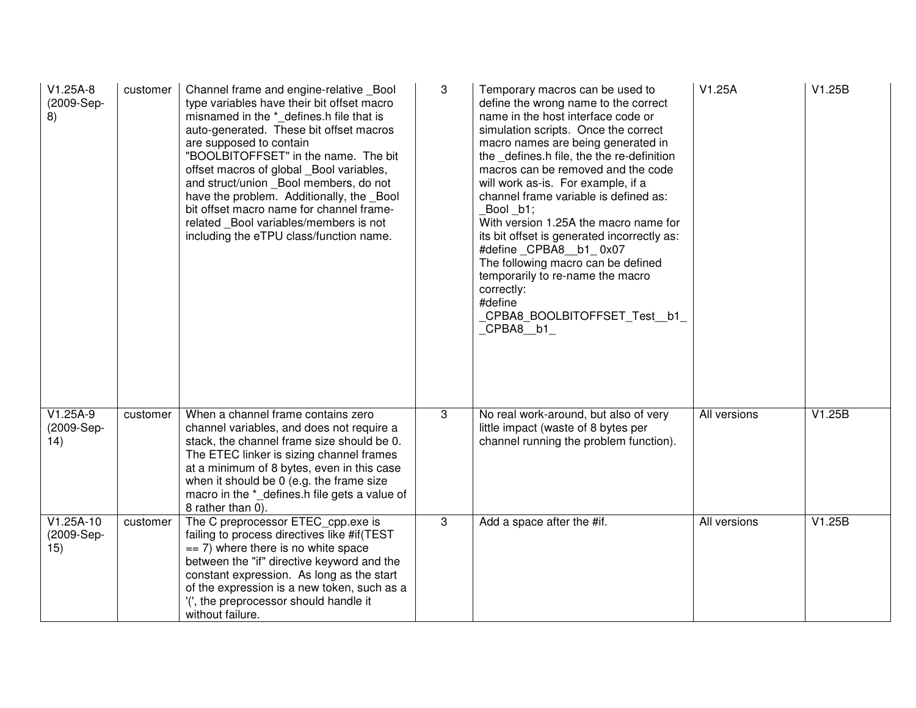| | | | | | | |
|---|---|---|---|---|---|---|
| V1.25A-8 (2009-Sep-8) | customer | Channel frame and engine-relative _Bool type variables have their bit offset macro misnamed in the *_defines.h file that is auto-generated. These bit offset macros are supposed to contain "BOOLBITOFFSET" in the name. The bit offset macros of global _Bool variables, and struct/union _Bool members, do not have the problem. Additionally, the _Bool bit offset macro name for channel frame-related _Bool variables/members is not including the eTPU class/function name. | 3 | Temporary macros can be used to define the wrong name to the correct name in the host interface code or simulation scripts. Once the correct macro names are being generated in the _defines.h file, the the re-definition macros can be removed and the code will work as-is. For example, if a channel frame variable is defined as:<br>_Bool _b1;<br>With version 1.25A the macro name for its bit offset is generated incorrectly as:<br>#define _CPBA8__b1_ 0x07<br>The following macro can be defined temporarily to re-name the macro correctly:<br>#define _CPBA8_BOOLBITOFFSET_Test__b1_ _CPBA8__b1_ | V1.25A | V1.25B |
| V1.25A-9 (2009-Sep-14) | customer | When a channel frame contains zero channel variables, and does not require a stack, the channel frame size should be 0. The ETEC linker is sizing channel frames at a minimum of 8 bytes, even in this case when it should be 0 (e.g. the frame size macro in the *_defines.h file gets a value of 8 rather than 0). | 3 | No real work-around, but also of very little impact (waste of 8 bytes per channel running the problem function). | All versions | V1.25B |
| V1.25A-10 (2009-Sep-15) | customer | The C preprocessor ETEC_cpp.exe is failing to process directives like #if(TEST == 7) where there is no white space between the "if" directive keyword and the constant expression. As long as the start of the expression is a new token, such as a '(', the preprocessor should handle it without failure. | 3 | Add a space after the #if. | All versions | V1.25B |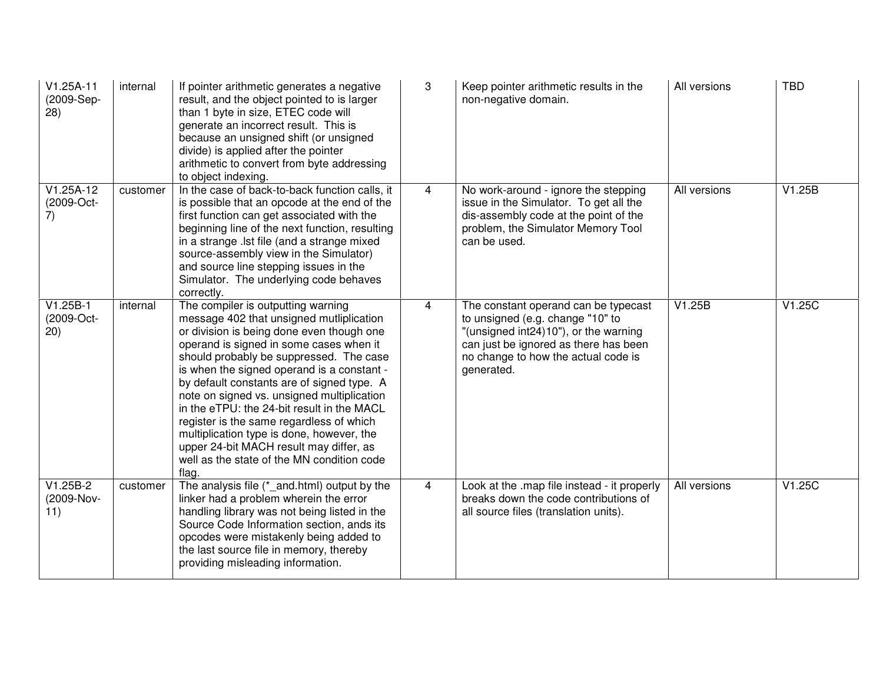| | | | | | | |
|---|---|---|---|---|---|---|
| V1.25A-11 (2009-Sep-28) | internal | If pointer arithmetic generates a negative result, and the object pointed to is larger than 1 byte in size, ETEC code will generate an incorrect result. This is because an unsigned shift (or unsigned divide) is applied after the pointer arithmetic to convert from byte addressing to object indexing. | 3 | Keep pointer arithmetic results in the non-negative domain. | All versions | TBD |
| V1.25A-12 (2009-Oct-7) | customer | In the case of back-to-back function calls, it is possible that an opcode at the end of the first function can get associated with the beginning line of the next function, resulting in a strange .lst file (and a strange mixed source-assembly view in the Simulator) and source line stepping issues in the Simulator. The underlying code behaves correctly. | 4 | No work-around - ignore the stepping issue in the Simulator. To get all the dis-assembly code at the point of the problem, the Simulator Memory Tool can be used. | All versions | V1.25B |
| V1.25B-1 (2009-Oct-20) | internal | The compiler is outputting warning message 402 that unsigned mutliplication or division is being done even though one operand is signed in some cases when it should probably be suppressed. The case is when the signed operand is a constant - by default constants are of signed type. A note on signed vs. unsigned multiplication in the eTPU: the 24-bit result in the MACL register is the same regardless of which multiplication type is done, however, the upper 24-bit MACH result may differ, as well as the state of the MN condition code flag. | 4 | The constant operand can be typecast to unsigned (e.g. change "10" to "(unsigned int24)10"), or the warning can just be ignored as there has been no change to how the actual code is generated. | V1.25B | V1.25C |
| V1.25B-2 (2009-Nov-11) | customer | The analysis file (*_and.html) output by the linker had a problem wherein the error handling library was not being listed in the Source Code Information section, ands its opcodes were mistakenly being added to the last source file in memory, thereby providing misleading information. | 4 | Look at the .map file instead - it properly breaks down the code contributions of all source files (translation units). | All versions | V1.25C |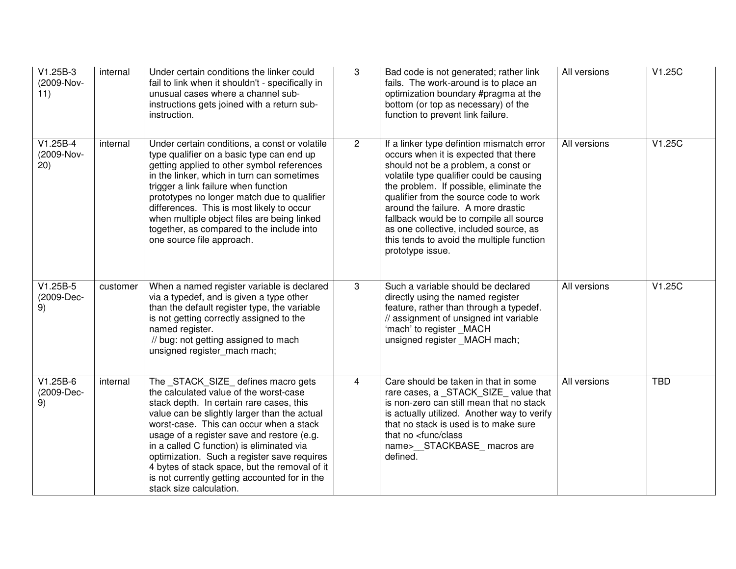| V1.25B-3 (2009-Nov-11) | internal | Under certain conditions the linker could fail to link when it shouldn't - specifically in unusual cases where a channel sub-instructions gets joined with a return sub-instruction. | 3 | Bad code is not generated; rather link fails. The work-around is to place an optimization boundary #pragma at the bottom (or top as necessary) of the function to prevent link failure. | All versions | V1.25C |
|---|---|---|---|---|---|---|
| V1.25B-4 (2009-Nov-20) | internal | Under certain conditions, a const or volatile type qualifier on a basic type can end up getting applied to other symbol references in the linker, which in turn can sometimes trigger a link failure when function prototypes no longer match due to qualifier differences. This is most likely to occur when multiple object files are being linked together, as compared to the include into one source file approach. | 2 | If a linker type defintion mismatch error occurs when it is expected that there should not be a problem, a const or volatile type qualifier could be causing the problem. If possible, eliminate the qualifier from the source code to work around the failure. A more drastic fallback would be to compile all source as one collective, included source, as this tends to avoid the multiple function prototype issue. | All versions | V1.25C |
| V1.25B-5 (2009-Dec-9) | customer | When a named register variable is declared via a typedef, and is given a type other than the default register type, the variable is not getting correctly assigned to the named register.<br>// bug: not getting assigned to mach<br>unsigned register_mach mach; | 3 | Such a variable should be declared directly using the named register feature, rather than through a typedef.<br>// assignment of unsigned int variable 'mach' to register _MACH<br>unsigned register _MACH mach; | All versions | V1.25C |
| V1.25B-6 (2009-Dec-9) | internal | The _STACK_SIZE_ defines macro gets the calculated value of the worst-case stack depth. In certain rare cases, this value can be slightly larger than the actual worst-case. This can occur when a stack usage of a register save and restore (e.g. in a called C function) is eliminated via optimization. Such a register save requires 4 bytes of stack space, but the removal of it is not currently getting accounted for in the stack size calculation. | 4 | Care should be taken in that in some rare cases, a _STACK_SIZE_ value that is non-zero can still mean that no stack is actually utilized. Another way to verify that no stack is used is to make sure that no <func/class name>__STACKBASE_ macros are defined. | All versions | TBD |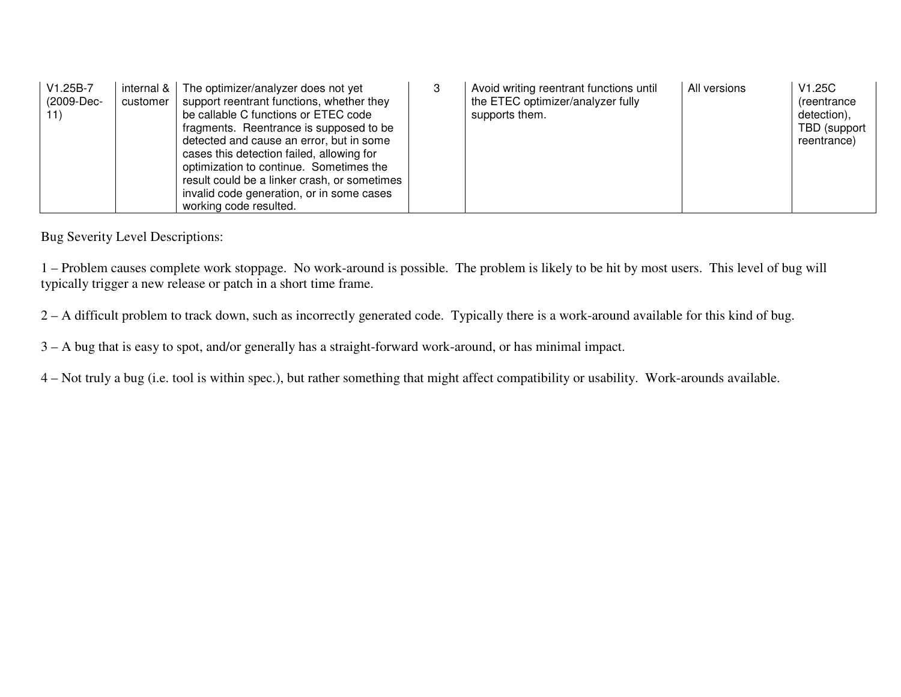| | | | | | | |
|---|---|---|---|---|---|---|
| V1.25B-7 (2009-Dec-11) | internal & customer | The optimizer/analyzer does not yet support reentrant functions, whether they be callable C functions or ETEC code fragments. Reentrance is supposed to be detected and cause an error, but in some cases this detection failed, allowing for optimization to continue. Sometimes the result could be a linker crash, or sometimes invalid code generation, or in some cases working code resulted. | 3 | Avoid writing reentrant functions until the ETEC optimizer/analyzer fully supports them. | All versions | V1.25C (reentrance detection), TBD (support reentrance) |

Bug Severity Level Descriptions:

1 – Problem causes complete work stoppage. No work-around is possible. The problem is likely to be hit by most users. This level of bug will typically trigger a new release or patch in a short time frame.

2 – A difficult problem to track down, such as incorrectly generated code. Typically there is a work-around available for this kind of bug.

3 – A bug that is easy to spot, and/or generally has a straight-forward work-around, or has minimal impact.

4 – Not truly a bug (i.e. tool is within spec.), but rather something that might affect compatibility or usability. Work-arounds available.